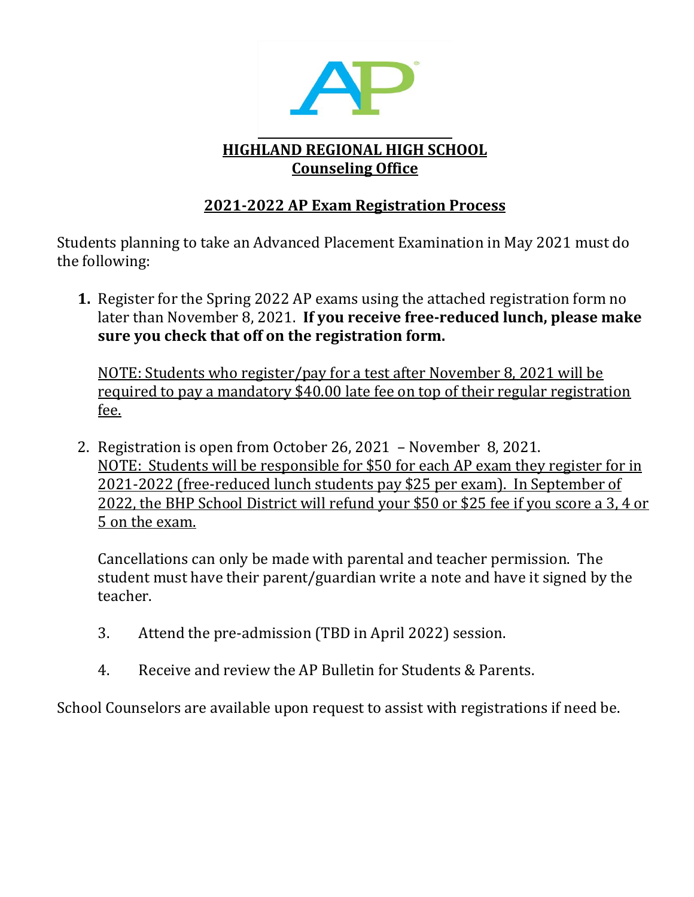# HIGHLAND REGIONAL HIGH SCHOOL
## Counseling Office

## 2021-2022 AP Exam Registration Process

Students planning to take an Advanced Placement Examination in May 2021 must do the following:

1. Register for the Spring 2022 AP exams using the attached registration form no later than November 8, 2021. **If you receive free-reduced lunch, please make sure you check that off on the registration form.**

   NOTE: Students who register/pay for a test after November 8, 2021 will be required to pay a mandatory $40.00 late fee on top of their regular registration fee.

2. Registration is open from October 26, 2021 – November 8, 2021.
   NOTE: Students will be responsible for $50 for each AP exam they register for in 2021-2022 (free-reduced lunch students pay $25 per exam). In September of 2022, the BHP School District will refund your $50 or $25 fee if you score a 3, 4 or 5 on the exam.

   Cancellations can only be made with parental and teacher permission. The student must have their parent/guardian write a note and have it signed by the teacher.

3. Attend the pre-admission (TBD in April 2022) session.

4. Receive and review the AP Bulletin for Students & Parents.

School Counselors are available upon request to assist with registrations if need be.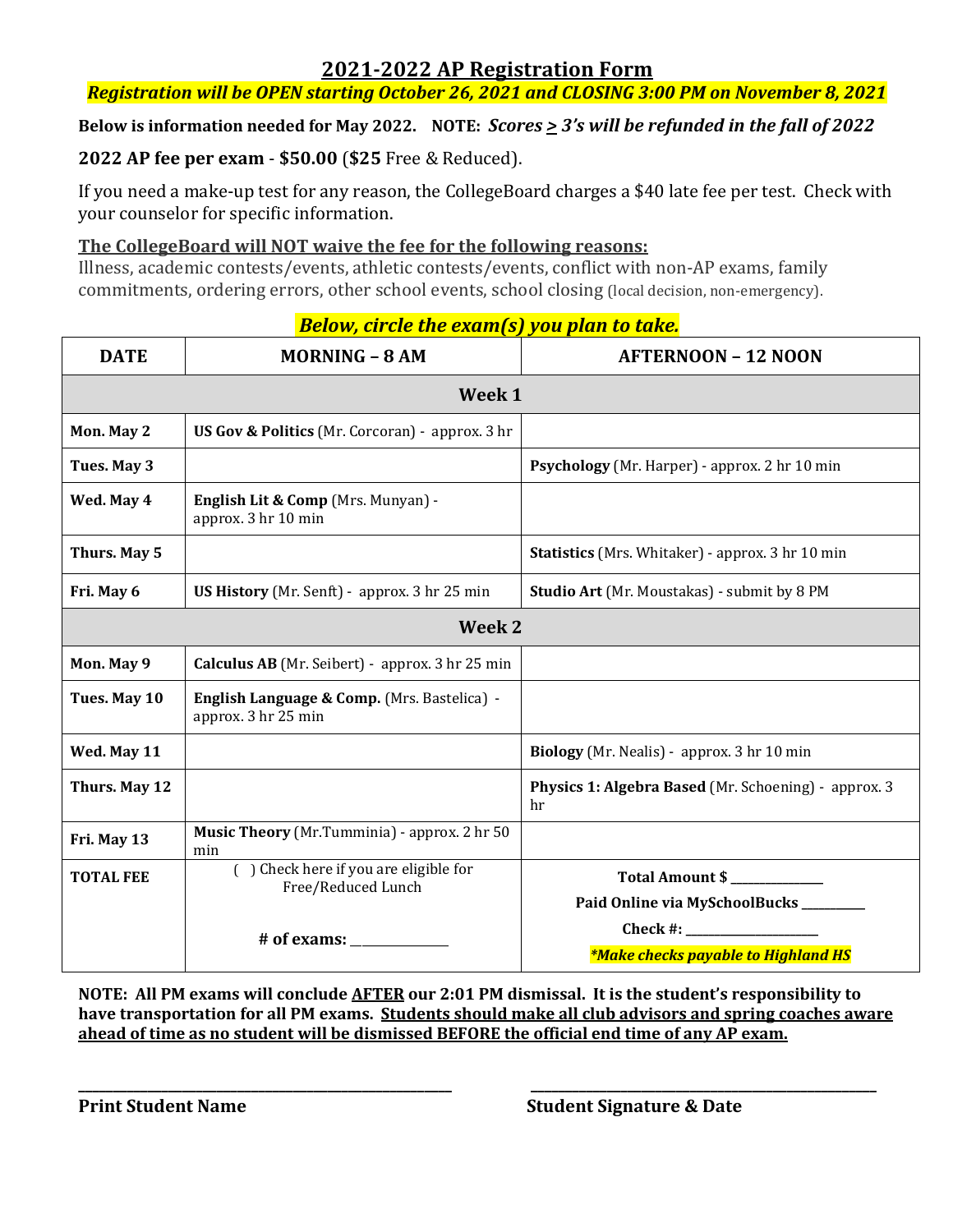# 2021-2022 AP Registration Form

***Registration will be OPEN starting October 26, 2021 and CLOSING 3:00 PM on November 8, 2021***

**Below is information needed for May 2022. NOTE:** ***Scores ≥ 3's will be refunded in the fall of 2022***

**2022 AP fee per exam - $50.00** (**$25** Free & Reduced).

If you need a make-up test for any reason, the CollegeBoard charges a $40 late fee per test. Check with your counselor for specific information.

**The CollegeBoard will NOT waive the fee for the following reasons:**
Illness, academic contests/events, athletic contests/events, conflict with non-AP exams, family commitments, ordering errors, other school events, school closing (local decision, non-emergency).

***Below, circle the exam(s) you plan to take.***

| DATE | MORNING – 8 AM | AFTERNOON – 12 NOON |
|---|---|---|
| **Week 1** | | |
| **Mon. May 2** | **US Gov & Politics** (Mr. Corcoran) - approx. 3 hr | |
| **Tues. May 3** | | **Psychology** (Mr. Harper) - approx. 2 hr 10 min |
| **Wed. May 4** | **English Lit & Comp** (Mrs. Munyan) - approx. 3 hr 10 min | |
| **Thurs. May 5** | | **Statistics** (Mrs. Whitaker) - approx. 3 hr 10 min |
| **Fri. May 6** | **US History** (Mr. Senft) - approx. 3 hr 25 min | **Studio Art** (Mr. Moustakas) - submit by 8 PM |
| **Week 2** | | |
| **Mon. May 9** | **Calculus AB** (Mr. Seibert) - approx. 3 hr 25 min | |
| **Tues. May 10** | **English Language & Comp.** (Mrs. Bastelica) - approx. 3 hr 25 min | |
| **Wed. May 11** | | **Biology** (Mr. Nealis) - approx. 3 hr 10 min |
| **Thurs. May 12** | | **Physics 1: Algebra Based** (Mr. Schoening) - approx. 3 hr |
| **Fri. May 13** | **Music Theory** (Mr.Tumminia) - approx. 2 hr 50 min | |
| **TOTAL FEE** | ( ) Check here if you are eligible for Free/Reduced Lunch<br><br>**# of exams:** ______________ | **Total Amount $** ______________<br>**Paid Online via MySchoolBucks** _________<br>**Check #:** ____________________<br>***\*Make checks payable to Highland HS*** |

**NOTE: All PM exams will conclude AFTER our 2:01 PM dismissal. It is the student's responsibility to have transportation for all PM exams. Students should make all club advisors and spring coaches aware ahead of time as no student will be dismissed BEFORE the official end time of any AP exam.**

_______________________________________ &nbsp;&nbsp;&nbsp;&nbsp; _______________________________________

**Print Student Name** &nbsp;&nbsp;&nbsp;&nbsp; **Student Signature & Date**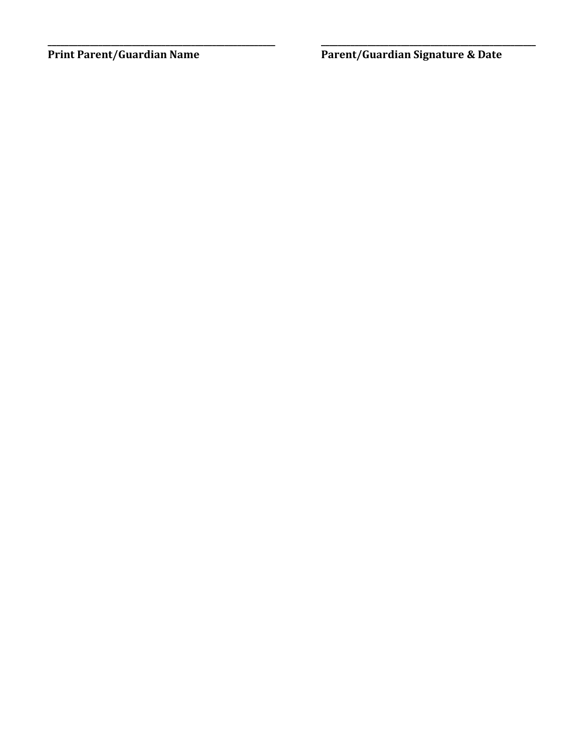______________________________________________________ ______________________________________________________

**Print Parent/Guardian Name** **Parent/Guardian Signature & Date**